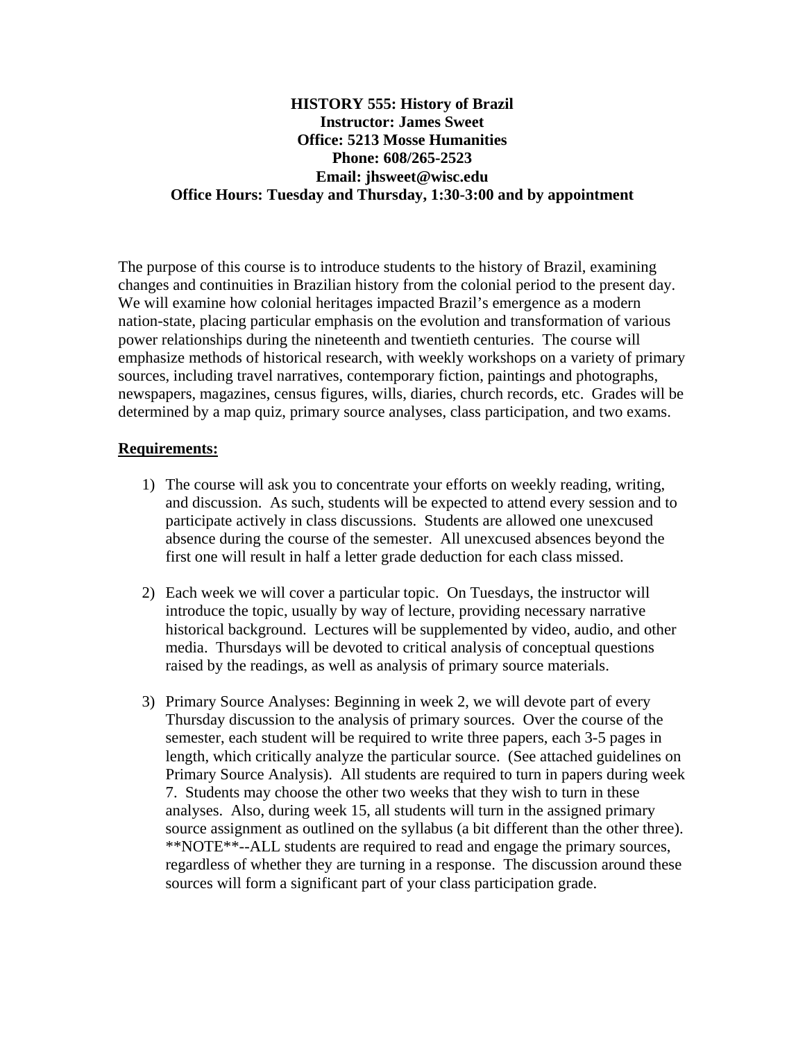**HISTORY 555: History of Brazil**
**Instructor: James Sweet**
**Office: 5213 Mosse Humanities**
**Phone: 608/265-2523**
**Email: jhsweet@wisc.edu**
**Office Hours: Tuesday and Thursday, 1:30-3:00 and by appointment**

The purpose of this course is to introduce students to the history of Brazil, examining changes and continuities in Brazilian history from the colonial period to the present day. We will examine how colonial heritages impacted Brazil's emergence as a modern nation-state, placing particular emphasis on the evolution and transformation of various power relationships during the nineteenth and twentieth centuries. The course will emphasize methods of historical research, with weekly workshops on a variety of primary sources, including travel narratives, contemporary fiction, paintings and photographs, newspapers, magazines, census figures, wills, diaries, church records, etc. Grades will be determined by a map quiz, primary source analyses, class participation, and two exams.

**Requirements:**

1) The course will ask you to concentrate your efforts on weekly reading, writing, and discussion. As such, students will be expected to attend every session and to participate actively in class discussions. Students are allowed one unexcused absence during the course of the semester. All unexcused absences beyond the first one will result in half a letter grade deduction for each class missed.

2) Each week we will cover a particular topic. On Tuesdays, the instructor will introduce the topic, usually by way of lecture, providing necessary narrative historical background. Lectures will be supplemented by video, audio, and other media. Thursdays will be devoted to critical analysis of conceptual questions raised by the readings, as well as analysis of primary source materials.

3) Primary Source Analyses: Beginning in week 2, we will devote part of every Thursday discussion to the analysis of primary sources. Over the course of the semester, each student will be required to write three papers, each 3-5 pages in length, which critically analyze the particular source. (See attached guidelines on Primary Source Analysis). All students are required to turn in papers during week 7. Students may choose the other two weeks that they wish to turn in these analyses. Also, during week 15, all students will turn in the assigned primary source assignment as outlined on the syllabus (a bit different than the other three). **NOTE**--ALL students are required to read and engage the primary sources, regardless of whether they are turning in a response. The discussion around these sources will form a significant part of your class participation grade.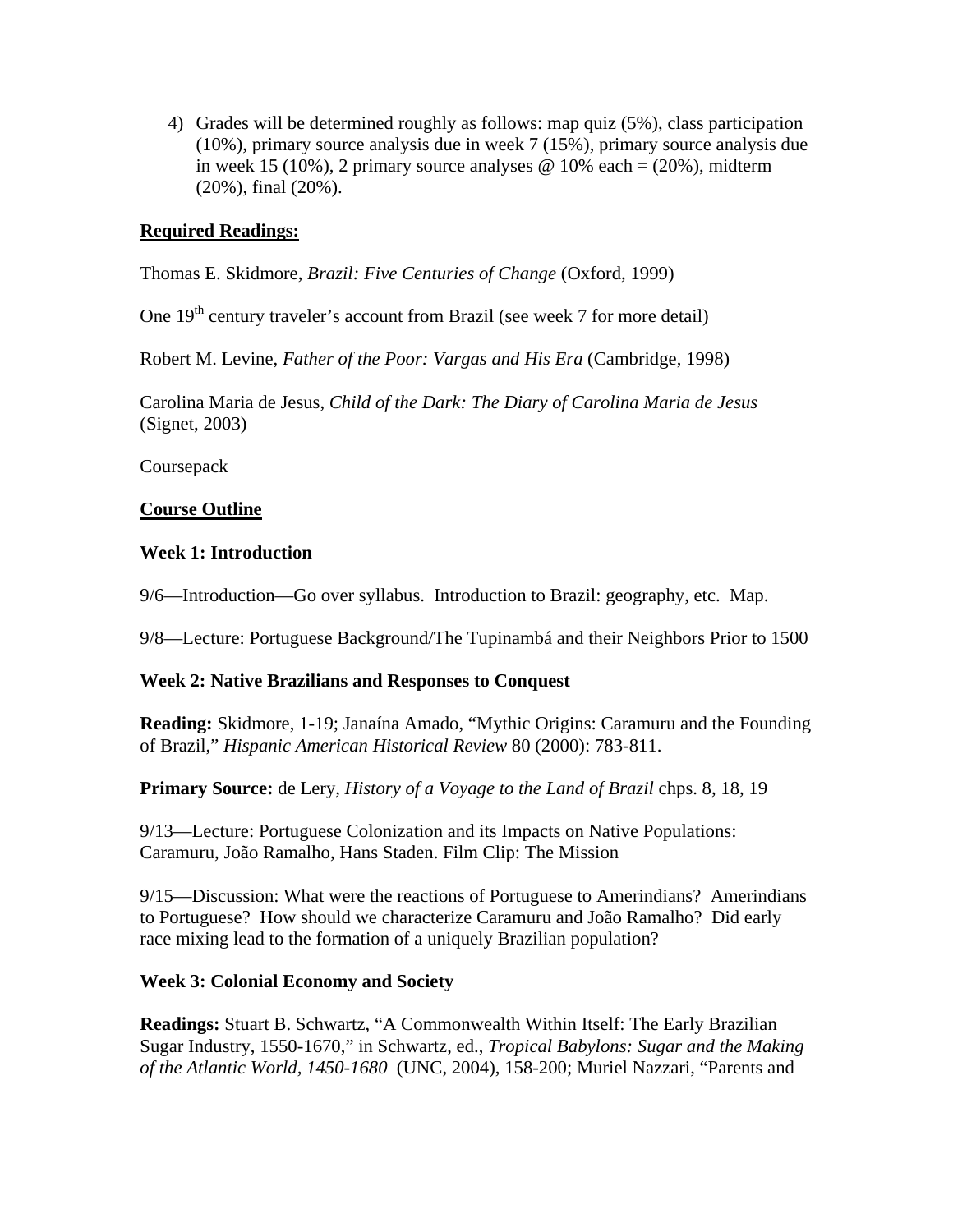4) Grades will be determined roughly as follows: map quiz (5%), class participation (10%), primary source analysis due in week 7 (15%), primary source analysis due in week 15 (10%), 2 primary source analyses @ 10% each = (20%), midterm (20%), final (20%).

**Required Readings:**

Thomas E. Skidmore, *Brazil: Five Centuries of Change* (Oxford, 1999)

One 19th century traveler's account from Brazil (see week 7 for more detail)

Robert M. Levine, *Father of the Poor: Vargas and His Era* (Cambridge, 1998)

Carolina Maria de Jesus, *Child of the Dark: The Diary of Carolina Maria de Jesus* (Signet, 2003)

Coursepack

**Course Outline**

**Week 1: Introduction**

9/6—Introduction—Go over syllabus. Introduction to Brazil: geography, etc. Map.

9/8—Lecture: Portuguese Background/The Tupinambá and their Neighbors Prior to 1500

**Week 2: Native Brazilians and Responses to Conquest**

**Reading:** Skidmore, 1-19; Janaína Amado, "Mythic Origins: Caramuru and the Founding of Brazil," *Hispanic American Historical Review* 80 (2000): 783-811.

**Primary Source:** de Lery, *History of a Voyage to the Land of Brazil* chps. 8, 18, 19

9/13—Lecture: Portuguese Colonization and its Impacts on Native Populations: Caramuru, João Ramalho, Hans Staden. Film Clip: The Mission

9/15—Discussion: What were the reactions of Portuguese to Amerindians? Amerindians to Portuguese? How should we characterize Caramuru and João Ramalho? Did early race mixing lead to the formation of a uniquely Brazilian population?

**Week 3: Colonial Economy and Society**

**Readings:** Stuart B. Schwartz, "A Commonwealth Within Itself: The Early Brazilian Sugar Industry, 1550-1670," in Schwartz, ed., *Tropical Babylons: Sugar and the Making of the Atlantic World, 1450-1680* (UNC, 2004), 158-200; Muriel Nazzari, "Parents and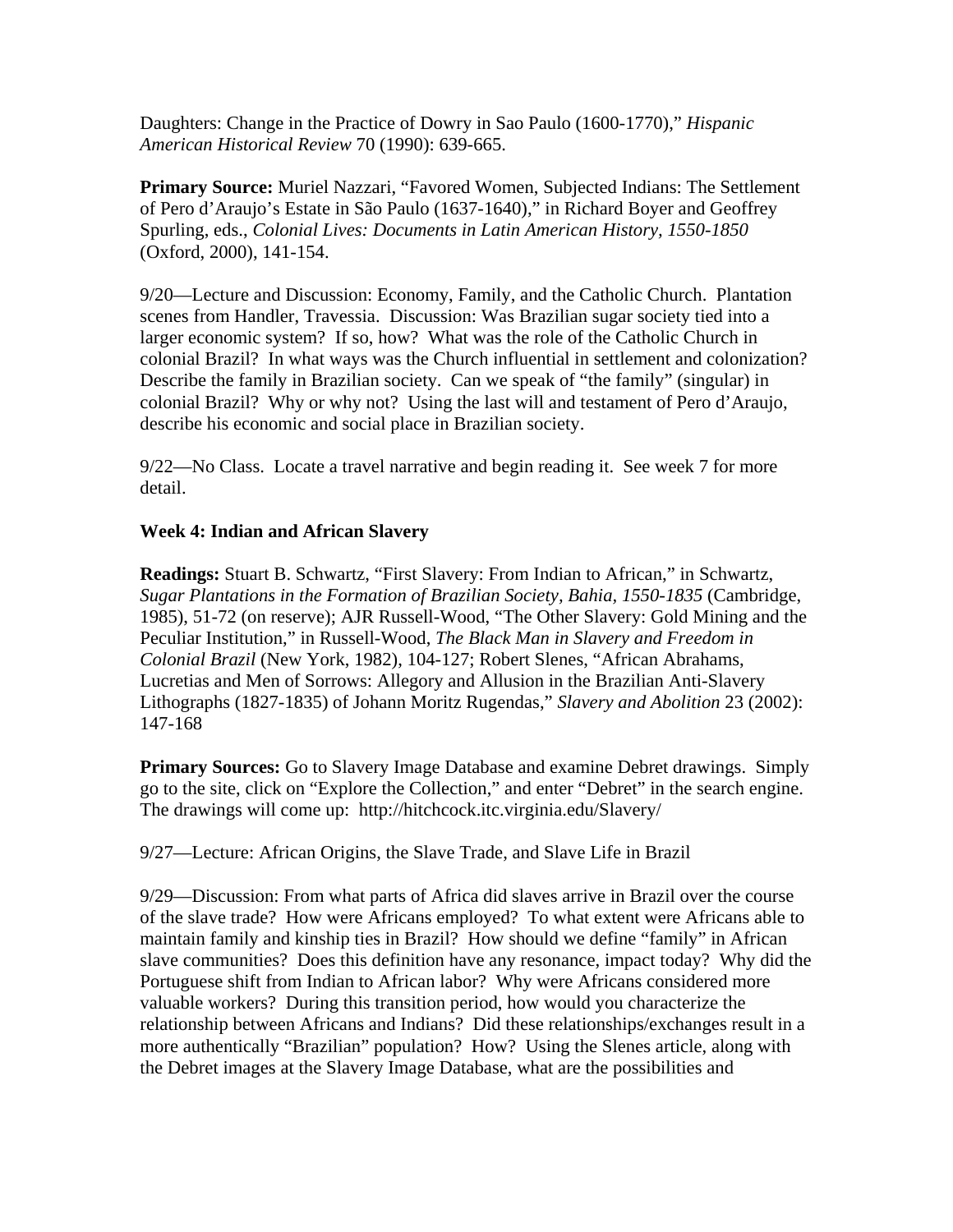Daughters: Change in the Practice of Dowry in Sao Paulo (1600-1770)," *Hispanic American Historical Review* 70 (1990): 639-665.

**Primary Source:** Muriel Nazzari, "Favored Women, Subjected Indians: The Settlement of Pero d'Araujo's Estate in São Paulo (1637-1640)," in Richard Boyer and Geoffrey Spurling, eds., *Colonial Lives: Documents in Latin American History, 1550-1850* (Oxford, 2000), 141-154.

9/20—Lecture and Discussion: Economy, Family, and the Catholic Church. Plantation scenes from Handler, Travessia. Discussion: Was Brazilian sugar society tied into a larger economic system? If so, how? What was the role of the Catholic Church in colonial Brazil? In what ways was the Church influential in settlement and colonization? Describe the family in Brazilian society. Can we speak of "the family" (singular) in colonial Brazil? Why or why not? Using the last will and testament of Pero d'Araujo, describe his economic and social place in Brazilian society.

9/22—No Class. Locate a travel narrative and begin reading it. See week 7 for more detail.

**Week 4: Indian and African Slavery**

**Readings:** Stuart B. Schwartz, "First Slavery: From Indian to African," in Schwartz, *Sugar Plantations in the Formation of Brazilian Society, Bahia, 1550-1835* (Cambridge, 1985), 51-72 (on reserve); AJR Russell-Wood, "The Other Slavery: Gold Mining and the Peculiar Institution," in Russell-Wood, *The Black Man in Slavery and Freedom in Colonial Brazil* (New York, 1982), 104-127; Robert Slenes, "African Abrahams, Lucretias and Men of Sorrows: Allegory and Allusion in the Brazilian Anti-Slavery Lithographs (1827-1835) of Johann Moritz Rugendas," *Slavery and Abolition* 23 (2002): 147-168

**Primary Sources:** Go to Slavery Image Database and examine Debret drawings. Simply go to the site, click on "Explore the Collection," and enter "Debret" in the search engine. The drawings will come up: http://hitchcock.itc.virginia.edu/Slavery/

9/27—Lecture: African Origins, the Slave Trade, and Slave Life in Brazil

9/29—Discussion: From what parts of Africa did slaves arrive in Brazil over the course of the slave trade? How were Africans employed? To what extent were Africans able to maintain family and kinship ties in Brazil? How should we define "family" in African slave communities? Does this definition have any resonance, impact today? Why did the Portuguese shift from Indian to African labor? Why were Africans considered more valuable workers? During this transition period, how would you characterize the relationship between Africans and Indians? Did these relationships/exchanges result in a more authentically "Brazilian" population? How? Using the Slenes article, along with the Debret images at the Slavery Image Database, what are the possibilities and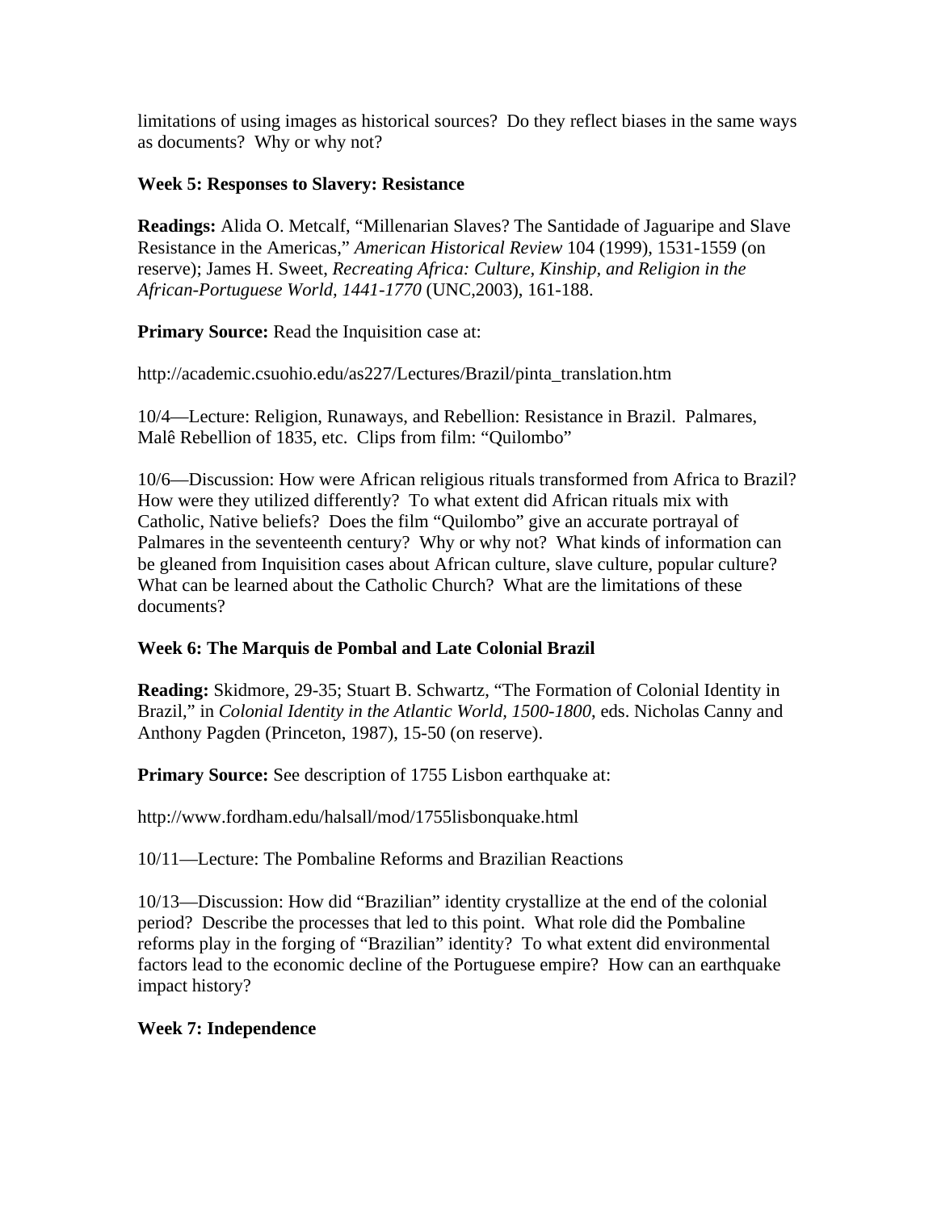limitations of using images as historical sources? Do they reflect biases in the same ways as documents? Why or why not?

**Week 5: Responses to Slavery: Resistance**

**Readings:** Alida O. Metcalf, "Millenarian Slaves? The Santidade of Jaguaripe and Slave Resistance in the Americas," *American Historical Review* 104 (1999), 1531-1559 (on reserve); James H. Sweet, *Recreating Africa: Culture, Kinship, and Religion in the African-Portuguese World, 1441-1770* (UNC,2003), 161-188.

**Primary Source:** Read the Inquisition case at:

http://academic.csuohio.edu/as227/Lectures/Brazil/pinta_translation.htm

10/4—Lecture: Religion, Runaways, and Rebellion: Resistance in Brazil. Palmares, Malê Rebellion of 1835, etc. Clips from film: "Quilombo"

10/6—Discussion: How were African religious rituals transformed from Africa to Brazil? How were they utilized differently? To what extent did African rituals mix with Catholic, Native beliefs? Does the film "Quilombo" give an accurate portrayal of Palmares in the seventeenth century? Why or why not? What kinds of information can be gleaned from Inquisition cases about African culture, slave culture, popular culture? What can be learned about the Catholic Church? What are the limitations of these documents?

**Week 6: The Marquis de Pombal and Late Colonial Brazil**

**Reading:** Skidmore, 29-35; Stuart B. Schwartz, "The Formation of Colonial Identity in Brazil," in *Colonial Identity in the Atlantic World, 1500-1800*, eds. Nicholas Canny and Anthony Pagden (Princeton, 1987), 15-50 (on reserve).

**Primary Source:** See description of 1755 Lisbon earthquake at:

http://www.fordham.edu/halsall/mod/1755lisbonquake.html

10/11—Lecture: The Pombaline Reforms and Brazilian Reactions

10/13—Discussion: How did "Brazilian" identity crystallize at the end of the colonial period? Describe the processes that led to this point. What role did the Pombaline reforms play in the forging of "Brazilian" identity? To what extent did environmental factors lead to the economic decline of the Portuguese empire? How can an earthquake impact history?

**Week 7: Independence**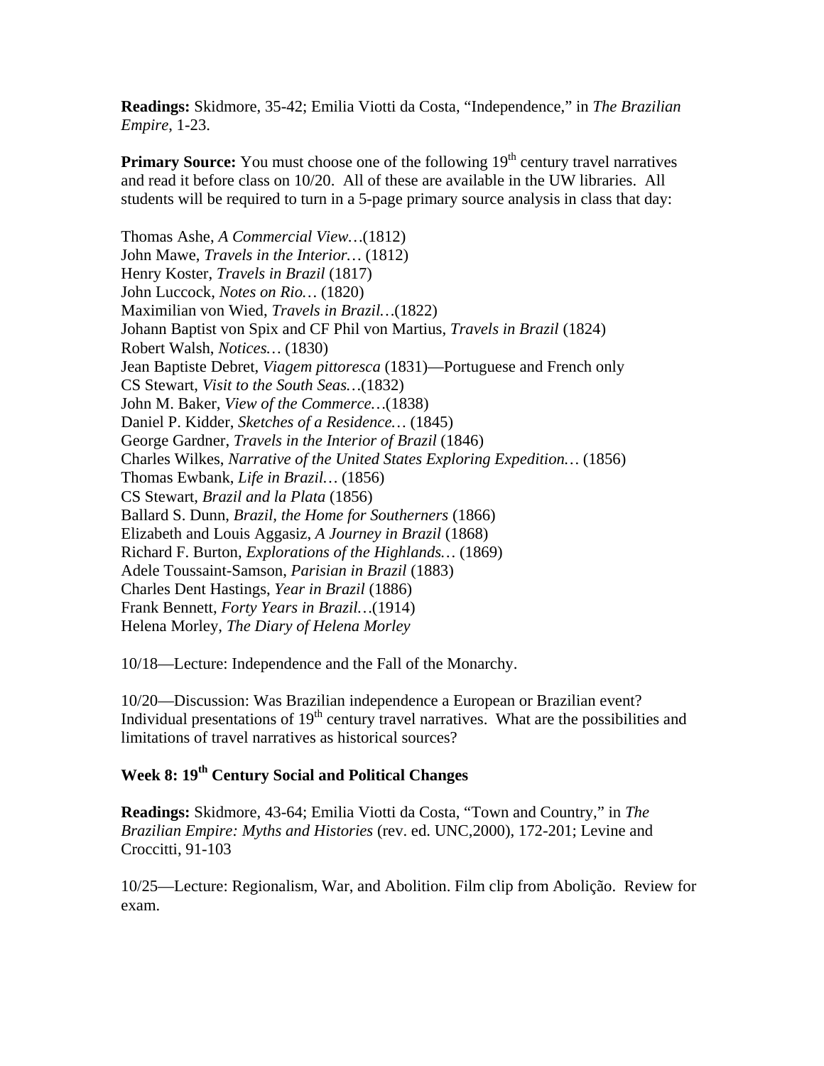**Readings:** Skidmore, 35-42; Emilia Viotti da Costa, “Independence,” in *The Brazilian Empire*, 1-23.

**Primary Source:** You must choose one of the following 19th century travel narratives and read it before class on 10/20. All of these are available in the UW libraries. All students will be required to turn in a 5-page primary source analysis in class that day:

Thomas Ashe, *A Commercial View…*(1812)
John Mawe, *Travels in the Interior…* (1812)
Henry Koster, *Travels in Brazil* (1817)
John Luccock, *Notes on Rio…* (1820)
Maximilian von Wied, *Travels in Brazil…*(1822)
Johann Baptist von Spix and CF Phil von Martius, *Travels in Brazil* (1824)
Robert Walsh, *Notices…* (1830)
Jean Baptiste Debret, *Viagem pittoresca* (1831)—Portuguese and French only
CS Stewart, *Visit to the South Seas…*(1832)
John M. Baker, *View of the Commerce…*(1838)
Daniel P. Kidder, *Sketches of a Residence…* (1845)
George Gardner, *Travels in the Interior of Brazil* (1846)
Charles Wilkes, *Narrative of the United States Exploring Expedition…* (1856)
Thomas Ewbank, *Life in Brazil…* (1856)
CS Stewart, *Brazil and la Plata* (1856)
Ballard S. Dunn, *Brazil, the Home for Southerners* (1866)
Elizabeth and Louis Aggasiz, *A Journey in Brazil* (1868)
Richard F. Burton, *Explorations of the Highlands…* (1869)
Adele Toussaint-Samson, *Parisian in Brazil* (1883)
Charles Dent Hastings, *Year in Brazil* (1886)
Frank Bennett, *Forty Years in Brazil…*(1914)
Helena Morley, *The Diary of Helena Morley*

10/18—Lecture: Independence and the Fall of the Monarchy.

10/20—Discussion: Was Brazilian independence a European or Brazilian event? Individual presentations of 19th century travel narratives. What are the possibilities and limitations of travel narratives as historical sources?

## Week 8: 19th Century Social and Political Changes

**Readings:** Skidmore, 43-64; Emilia Viotti da Costa, “Town and Country,” in *The Brazilian Empire: Myths and Histories* (rev. ed. UNC,2000), 172-201; Levine and Croccitti, 91-103

10/25—Lecture: Regionalism, War, and Abolition. Film clip from Abolição. Review for exam.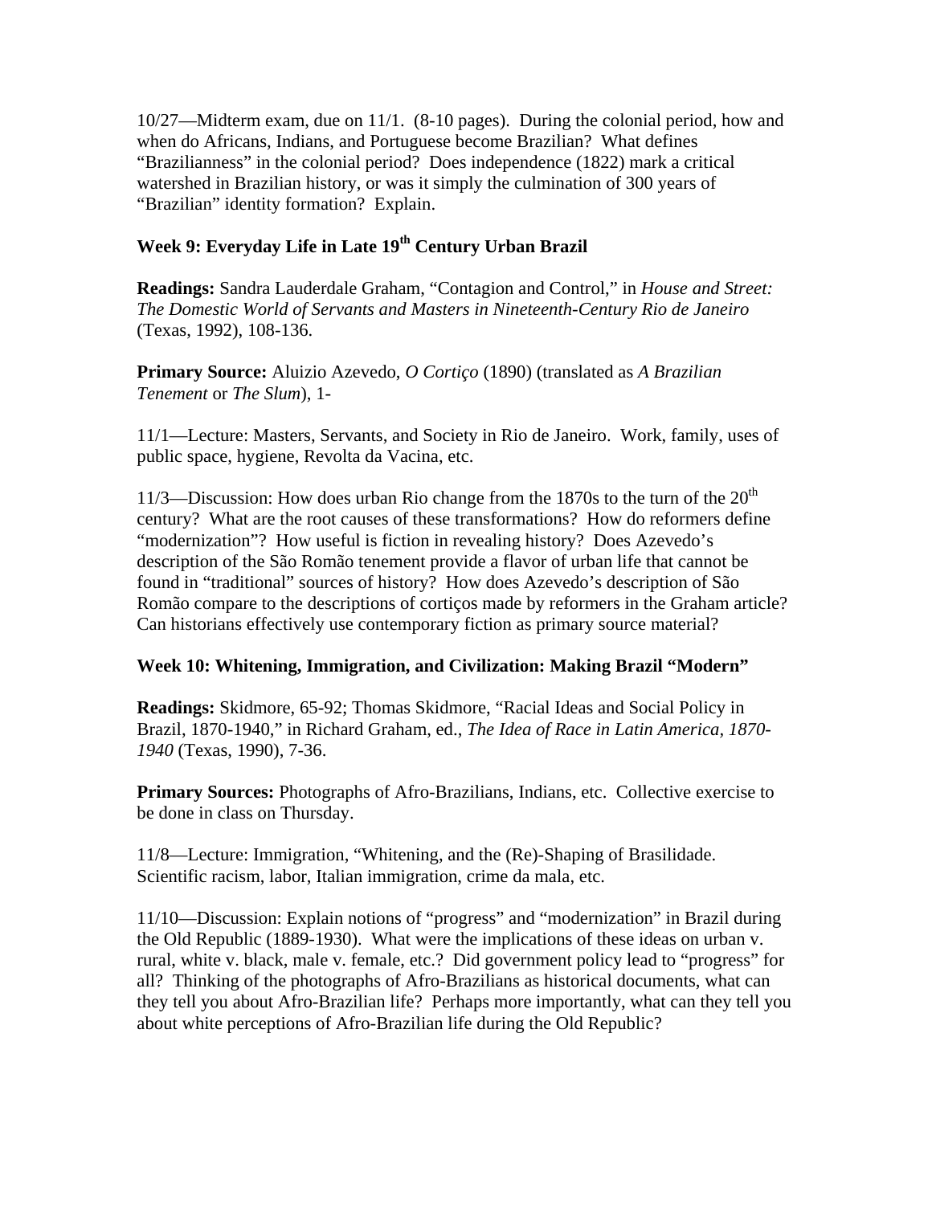10/27—Midterm exam, due on 11/1. (8-10 pages). During the colonial period, how and when do Africans, Indians, and Portuguese become Brazilian? What defines "Brazilianness" in the colonial period? Does independence (1822) mark a critical watershed in Brazilian history, or was it simply the culmination of 300 years of "Brazilian" identity formation? Explain.

### Week 9: Everyday Life in Late 19th Century Urban Brazil

**Readings:** Sandra Lauderdale Graham, "Contagion and Control," in *House and Street: The Domestic World of Servants and Masters in Nineteenth-Century Rio de Janeiro* (Texas, 1992), 108-136.

**Primary Source:** Aluizio Azevedo, *O Cortiço* (1890) (translated as *A Brazilian Tenement* or *The Slum*), 1-

11/1—Lecture: Masters, Servants, and Society in Rio de Janeiro. Work, family, uses of public space, hygiene, Revolta da Vacina, etc.

11/3—Discussion: How does urban Rio change from the 1870s to the turn of the 20th century? What are the root causes of these transformations? How do reformers define "modernization"? How useful is fiction in revealing history? Does Azevedo's description of the São Romão tenement provide a flavor of urban life that cannot be found in "traditional" sources of history? How does Azevedo's description of São Romão compare to the descriptions of cortiços made by reformers in the Graham article? Can historians effectively use contemporary fiction as primary source material?

### Week 10: Whitening, Immigration, and Civilization: Making Brazil "Modern"

**Readings:** Skidmore, 65-92; Thomas Skidmore, "Racial Ideas and Social Policy in Brazil, 1870-1940," in Richard Graham, ed., *The Idea of Race in Latin America, 1870-1940* (Texas, 1990), 7-36.

**Primary Sources:** Photographs of Afro-Brazilians, Indians, etc. Collective exercise to be done in class on Thursday.

11/8—Lecture: Immigration, "Whitening, and the (Re)-Shaping of Brasilidade. Scientific racism, labor, Italian immigration, crime da mala, etc.

11/10—Discussion: Explain notions of "progress" and "modernization" in Brazil during the Old Republic (1889-1930). What were the implications of these ideas on urban v. rural, white v. black, male v. female, etc.? Did government policy lead to "progress" for all? Thinking of the photographs of Afro-Brazilians as historical documents, what can they tell you about Afro-Brazilian life? Perhaps more importantly, what can they tell you about white perceptions of Afro-Brazilian life during the Old Republic?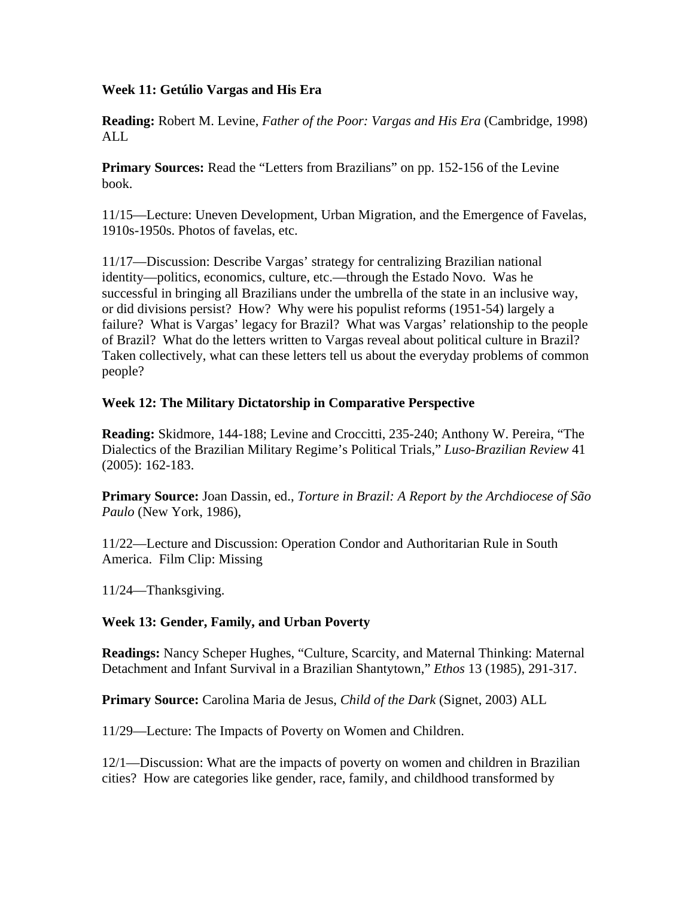**Week 11: Getúlio Vargas and His Era**

**Reading:** Robert M. Levine, *Father of the Poor: Vargas and His Era* (Cambridge, 1998) ALL

**Primary Sources:** Read the "Letters from Brazilians" on pp. 152-156 of the Levine book.

11/15—Lecture: Uneven Development, Urban Migration, and the Emergence of Favelas, 1910s-1950s. Photos of favelas, etc.

11/17—Discussion: Describe Vargas' strategy for centralizing Brazilian national identity—politics, economics, culture, etc.—through the Estado Novo. Was he successful in bringing all Brazilians under the umbrella of the state in an inclusive way, or did divisions persist? How? Why were his populist reforms (1951-54) largely a failure? What is Vargas' legacy for Brazil? What was Vargas' relationship to the people of Brazil? What do the letters written to Vargas reveal about political culture in Brazil? Taken collectively, what can these letters tell us about the everyday problems of common people?

**Week 12: The Military Dictatorship in Comparative Perspective**

**Reading:** Skidmore, 144-188; Levine and Croccitti, 235-240; Anthony W. Pereira, "The Dialectics of the Brazilian Military Regime's Political Trials," *Luso-Brazilian Review* 41 (2005): 162-183.

**Primary Source:** Joan Dassin, ed., *Torture in Brazil: A Report by the Archdiocese of São Paulo* (New York, 1986),

11/22—Lecture and Discussion: Operation Condor and Authoritarian Rule in South America. Film Clip: Missing

11/24—Thanksgiving.

**Week 13: Gender, Family, and Urban Poverty**

**Readings:** Nancy Scheper Hughes, "Culture, Scarcity, and Maternal Thinking: Maternal Detachment and Infant Survival in a Brazilian Shantytown," *Ethos* 13 (1985), 291-317.

**Primary Source:** Carolina Maria de Jesus, *Child of the Dark* (Signet, 2003) ALL

11/29—Lecture: The Impacts of Poverty on Women and Children.

12/1—Discussion: What are the impacts of poverty on women and children in Brazilian cities? How are categories like gender, race, family, and childhood transformed by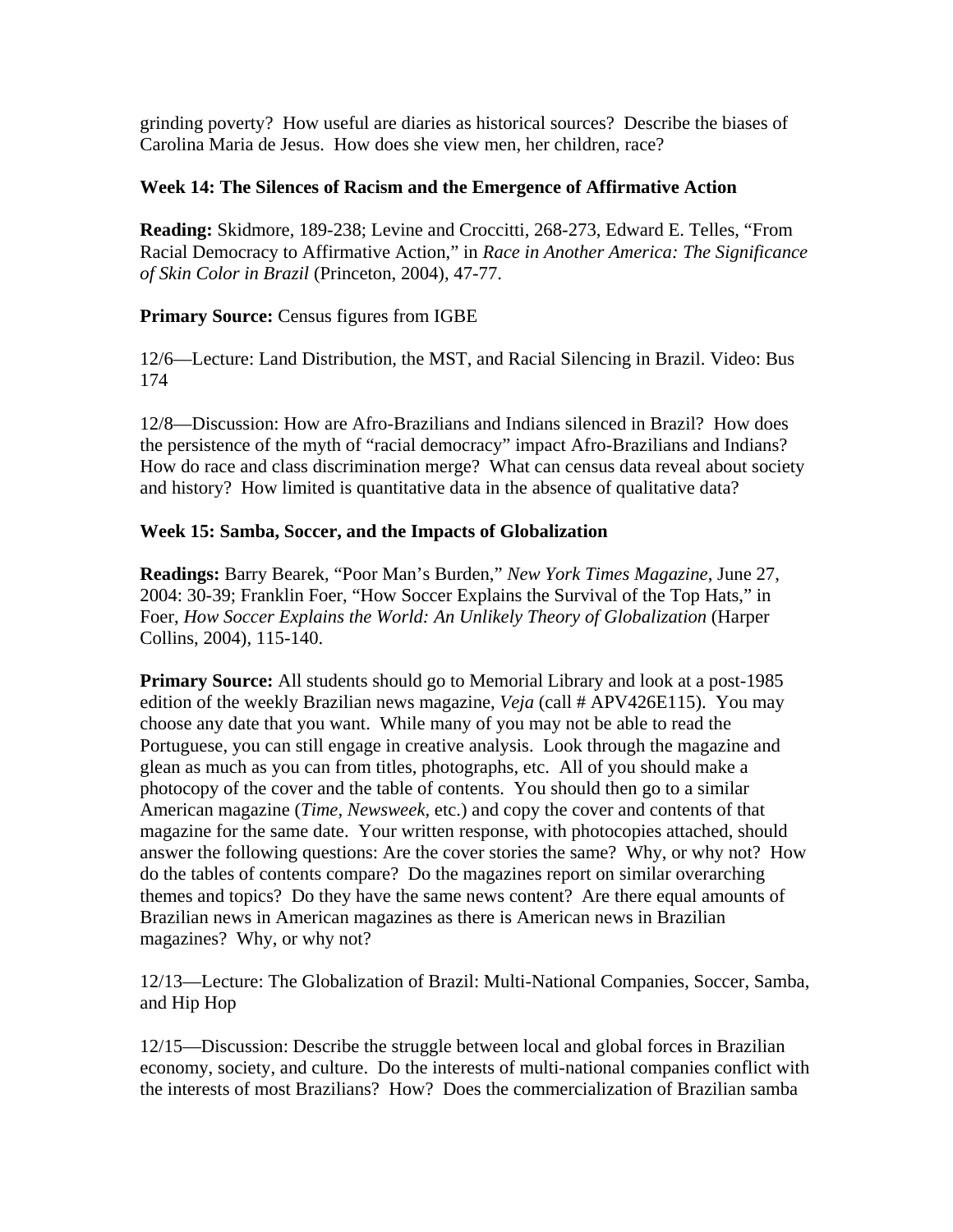grinding poverty? How useful are diaries as historical sources? Describe the biases of Carolina Maria de Jesus. How does she view men, her children, race?

### Week 14: The Silences of Racism and the Emergence of Affirmative Action

**Reading:** Skidmore, 189-238; Levine and Croccitti, 268-273, Edward E. Telles, "From Racial Democracy to Affirmative Action," in *Race in Another America: The Significance of Skin Color in Brazil* (Princeton, 2004), 47-77.

**Primary Source:** Census figures from IGBE

12/6—Lecture: Land Distribution, the MST, and Racial Silencing in Brazil. Video: Bus 174

12/8—Discussion: How are Afro-Brazilians and Indians silenced in Brazil? How does the persistence of the myth of "racial democracy" impact Afro-Brazilians and Indians? How do race and class discrimination merge? What can census data reveal about society and history? How limited is quantitative data in the absence of qualitative data?

### Week 15: Samba, Soccer, and the Impacts of Globalization

**Readings:** Barry Bearek, "Poor Man's Burden," *New York Times Magazine*, June 27, 2004: 30-39; Franklin Foer, "How Soccer Explains the Survival of the Top Hats," in Foer, *How Soccer Explains the World: An Unlikely Theory of Globalization* (Harper Collins, 2004), 115-140.

**Primary Source:** All students should go to Memorial Library and look at a post-1985 edition of the weekly Brazilian news magazine, *Veja* (call # APV426E115). You may choose any date that you want. While many of you may not be able to read the Portuguese, you can still engage in creative analysis. Look through the magazine and glean as much as you can from titles, photographs, etc. All of you should make a photocopy of the cover and the table of contents. You should then go to a similar American magazine (*Time*, *Newsweek*, etc.) and copy the cover and contents of that magazine for the same date. Your written response, with photocopies attached, should answer the following questions: Are the cover stories the same? Why, or why not? How do the tables of contents compare? Do the magazines report on similar overarching themes and topics? Do they have the same news content? Are there equal amounts of Brazilian news in American magazines as there is American news in Brazilian magazines? Why, or why not?

12/13—Lecture: The Globalization of Brazil: Multi-National Companies, Soccer, Samba, and Hip Hop

12/15—Discussion: Describe the struggle between local and global forces in Brazilian economy, society, and culture. Do the interests of multi-national companies conflict with the interests of most Brazilians? How? Does the commercialization of Brazilian samba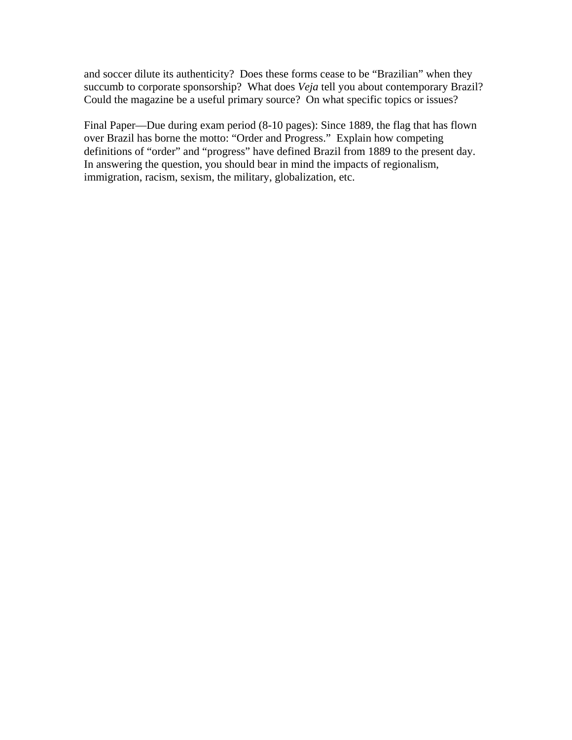and soccer dilute its authenticity? Does these forms cease to be "Brazilian" when they succumb to corporate sponsorship? What does *Veja* tell you about contemporary Brazil? Could the magazine be a useful primary source? On what specific topics or issues?

Final Paper—Due during exam period (8-10 pages): Since 1889, the flag that has flown over Brazil has borne the motto: "Order and Progress." Explain how competing definitions of "order" and "progress" have defined Brazil from 1889 to the present day. In answering the question, you should bear in mind the impacts of regionalism, immigration, racism, sexism, the military, globalization, etc.